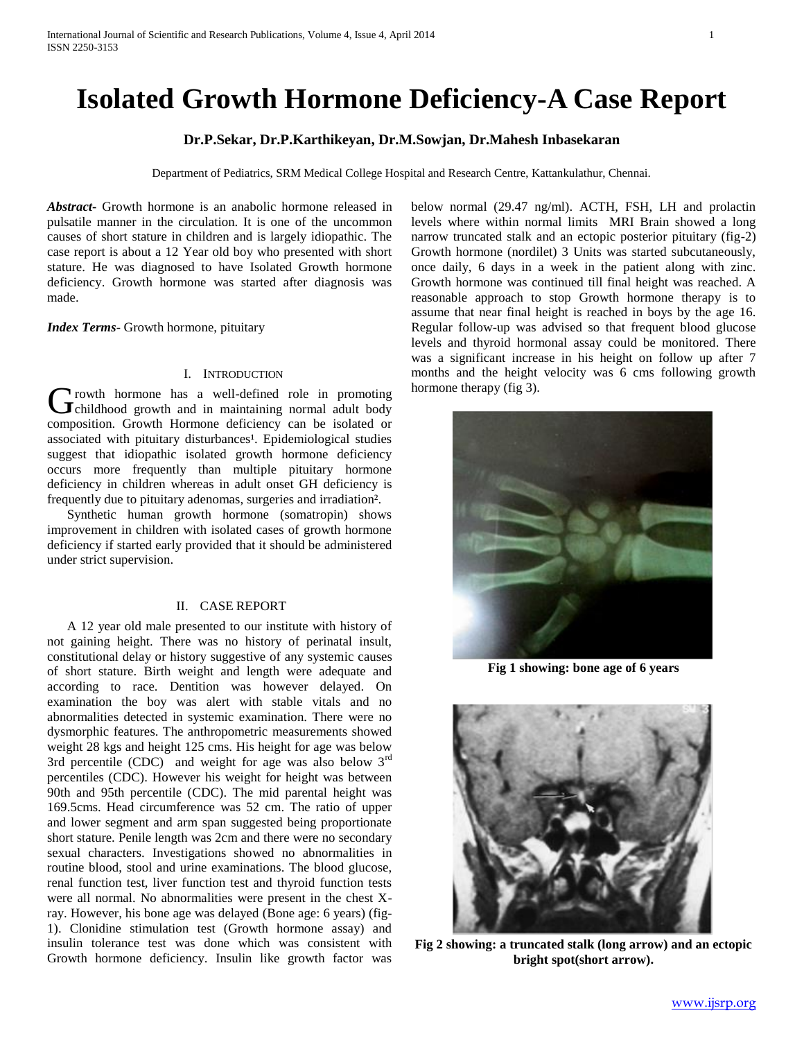# Isolated Growth Hormone Deficiency-A Case Report

**Dr.P.Sekar, Dr.P.Karthikeyan, Dr.M.Sowjan, Dr.Mahesh Inbasekaran**

Department of Pediatrics, SRM Medical College Hospital and Research Centre, Kattankulathur, Chennai.

***Abstract***- Growth hormone is an anabolic hormone released in pulsatile manner in the circulation. It is one of the uncommon causes of short stature in children and is largely idiopathic. The case report is about a 12 Year old boy who presented with short stature. He was diagnosed to have Isolated Growth hormone deficiency. Growth hormone was started after diagnosis was made.

***Index Terms***- Growth hormone, pituitary

## I. Introduction

Growth hormone has a well-defined role in promoting childhood growth and in maintaining normal adult body composition. Growth Hormone deficiency can be isolated or associated with pituitary disturbances[1]. Epidemiological studies suggest that idiopathic isolated growth hormone deficiency occurs more frequently than multiple pituitary hormone deficiency in children whereas in adult onset GH deficiency is frequently due to pituitary adenomas, surgeries and irradiation[2].

Synthetic human growth hormone (somatropin) shows improvement in children with isolated cases of growth hormone deficiency if started early provided that it should be administered under strict supervision.

## II. Case Report

A 12 year old male presented to our institute with history of not gaining height. There was no history of perinatal insult, constitutional delay or history suggestive of any systemic causes of short stature. Birth weight and length were adequate and according to race. Dentition was however delayed. On examination the boy was alert with stable vitals and no abnormalities detected in systemic examination. There were no dysmorphic features. The anthropometric measurements showed weight 28 kgs and height 125 cms. His height for age was below 3rd percentile (CDC) and weight for age was also below 3rd percentiles (CDC). However his weight for height was between 90th and 95th percentile (CDC). The mid parental height was 169.5cms. Head circumference was 52 cm. The ratio of upper and lower segment and arm span suggested being proportionate short stature. Penile length was 2cm and there were no secondary sexual characters. Investigations showed no abnormalities in routine blood, stool and urine examinations. The blood glucose, renal function test, liver function test and thyroid function tests were all normal. No abnormalities were present in the chest X-ray. However, his bone age was delayed (Bone age: 6 years) (fig-1). Clonidine stimulation test (Growth hormone assay) and insulin tolerance test was done which was consistent with Growth hormone deficiency. Insulin like growth factor was below normal (29.47 ng/ml). ACTH, FSH, LH and prolactin levels where within normal limits MRI Brain showed a long narrow truncated stalk and an ectopic posterior pituitary (fig-2) Growth hormone (nordilet) 3 Units was started subcutaneously, once daily, 6 days in a week in the patient along with zinc. Growth hormone was continued till final height was reached. A reasonable approach to stop Growth hormone therapy is to assume that near final height is reached in boys by the age 16. Regular follow-up was advised so that frequent blood glucose levels and thyroid hormonal assay could be monitored. There was a significant increase in his height on follow up after 7 months and the height velocity was 6 cms following growth hormone therapy (fig 3).

**Fig 1 showing: bone age of 6 years**

**Fig 2 showing: a truncated stalk (long arrow) and an ectopic bright spot(short arrow).**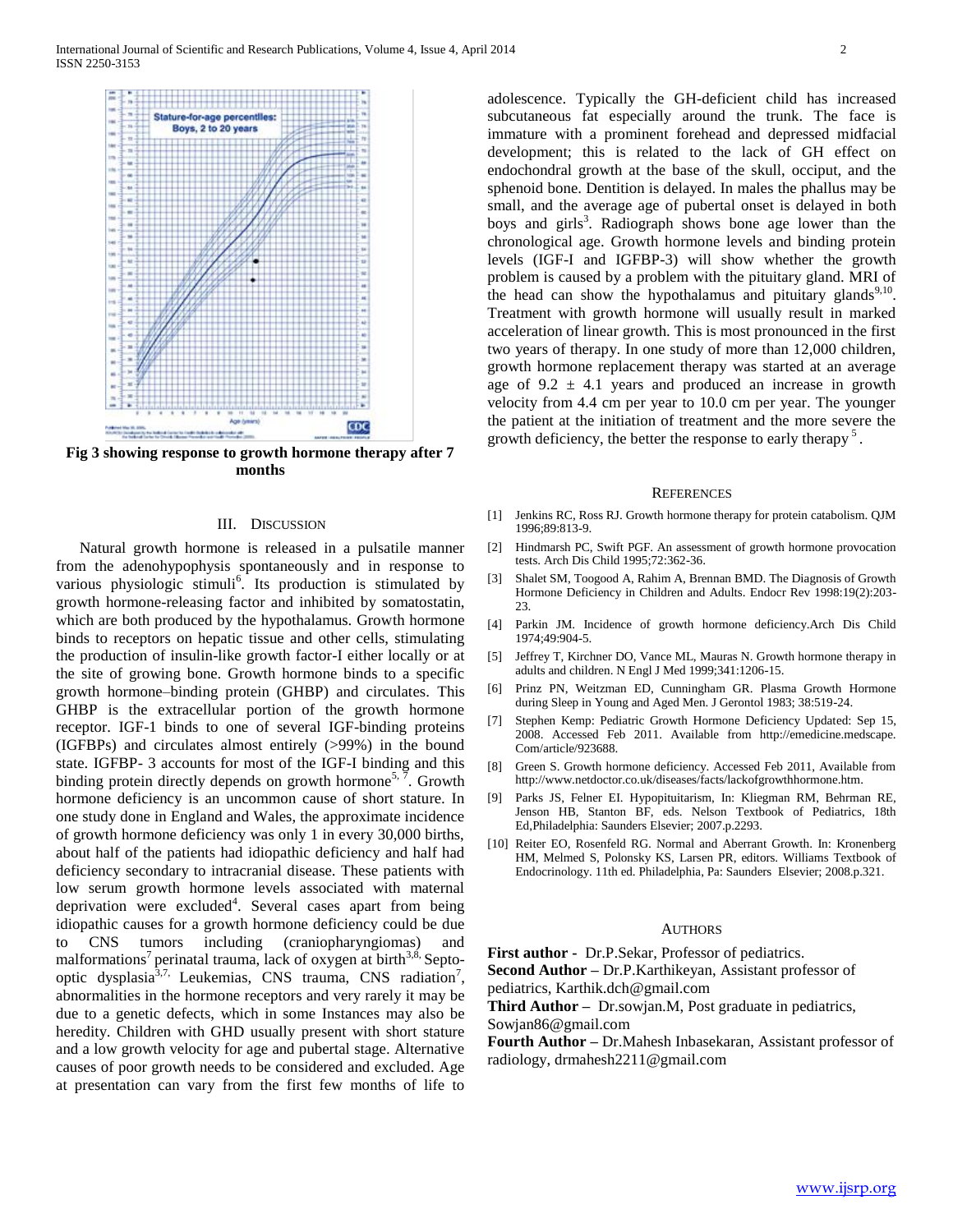Stature-for-age percentiles:
Boys, 2 to 20 years

Age (years)

CDC

**Fig 3 showing response to growth hormone therapy after 7 months**

## III. Discussion

Natural growth hormone is released in a pulsatile manner from the adenohypophysis spontaneously and in response to various physiologic stimuli[6]. Its production is stimulated by growth hormone-releasing factor and inhibited by somatostatin, which are both produced by the hypothalamus. Growth hormone binds to receptors on hepatic tissue and other cells, stimulating the production of insulin-like growth factor-I either locally or at the site of growing bone. Growth hormone binds to a specific growth hormone–binding protein (GHBP) and circulates. This GHBP is the extracellular portion of the growth hormone receptor. IGF-1 binds to one of several IGF-binding proteins (IGFBPs) and circulates almost entirely (>99%) in the bound state. IGFBP- 3 accounts for most of the IGF-I binding and this binding protein directly depends on growth hormone[5, 7]. Growth hormone deficiency is an uncommon cause of short stature. In one study done in England and Wales, the approximate incidence of growth hormone deficiency was only 1 in every 30,000 births, about half of the patients had idiopathic deficiency and half had deficiency secondary to intracranial disease. These patients with low serum growth hormone levels associated with maternal deprivation were excluded[4]. Several cases apart from being idiopathic causes for a growth hormone deficiency could be due to CNS tumors including (craniopharyngiomas) and malformations[7] perinatal trauma, lack of oxygen at birth[3,8], Septo-optic dysplasia[3,7], Leukemias, CNS trauma, CNS radiation[7], abnormalities in the hormone receptors and very rarely it may be due to a genetic defects, which in some Instances may also be heredity. Children with GHD usually present with short stature and a low growth velocity for age and pubertal stage. Alternative causes of poor growth needs to be considered and excluded. Age at presentation can vary from the first few months of life to adolescence. Typically the GH-deficient child has increased subcutaneous fat especially around the trunk. The face is immature with a prominent forehead and depressed midfacial development; this is related to the lack of GH effect on endochondral growth at the base of the skull, occiput, and the sphenoid bone. Dentition is delayed. In males the phallus may be small, and the average age of pubertal onset is delayed in both boys and girls[3]. Radiograph shows bone age lower than the chronological age. Growth hormone levels and binding protein levels (IGF-I and IGFBP-3) will show whether the growth problem is caused by a problem with the pituitary gland. MRI of the head can show the hypothalamus and pituitary glands[9,10]. Treatment with growth hormone will usually result in marked acceleration of linear growth. This is most pronounced in the first two years of therapy. In one study of more than 12,000 children, growth hormone replacement therapy was started at an average age of $9.2 \pm 4.1$ years and produced an increase in growth velocity from 4.4 cm per year to 10.0 cm per year. The younger the patient at the initiation of treatment and the more severe the growth deficiency, the better the response to early therapy[5].

## References

[1] Jenkins RC, Ross RJ. Growth hormone therapy for protein catabolism. QJM 1996;89:813-9.

[2] Hindmarsh PC, Swift PGF. An assessment of growth hormone provocation tests. Arch Dis Child 1995;72:362-36.

[3] Shalet SM, Toogood A, Rahim A, Brennan BMD. The Diagnosis of Growth Hormone Deficiency in Children and Adults. Endocr Rev 1998:19(2):203-23.

[4] Parkin JM. Incidence of growth hormone deficiency.Arch Dis Child 1974;49:904-5.

[5] Jeffrey T, Kirchner DO, Vance ML, Mauras N. Growth hormone therapy in adults and children. N Engl J Med 1999;341:1206-15.

[6] Prinz PN, Weitzman ED, Cunningham GR. Plasma Growth Hormone during Sleep in Young and Aged Men. J Gerontol 1983; 38:519-24.

[7] Stephen Kemp: Pediatric Growth Hormone Deficiency Updated: Sep 15, 2008. Accessed Feb 2011. Available from http://emedicine.medscape.Com/article/923688.

[8] Green S. Growth hormone deficiency. Accessed Feb 2011, Available from http://www.netdoctor.co.uk/diseases/facts/lackofgrowthhormone.htm.

[9] Parks JS, Felner EI. Hypopituitarism, In: Kliegman RM, Behrman RE, Jenson HB, Stanton BF, eds. Nelson Textbook of Pediatrics, 18th Ed,Philadelphia: Saunders Elsevier; 2007.p.2293.

[10] Reiter EO, Rosenfeld RG. Normal and Aberrant Growth. In: Kronenberg HM, Melmed S, Polonsky KS, Larsen PR, editors. Williams Textbook of Endocrinology. 11th ed. Philadelphia, Pa: Saunders Elsevier; 2008.p.321.

## Authors

**First author -** Dr.P.Sekar, Professor of pediatrics.

**Second Author –** Dr.P.Karthikeyan, Assistant professor of pediatrics, Karthik.dch@gmail.com

**Third Author –** Dr.sowjan.M, Post graduate in pediatrics, Sowjan86@gmail.com

**Fourth Author –** Dr.Mahesh Inbasekaran, Assistant professor of radiology, drmahesh2211@gmail.com